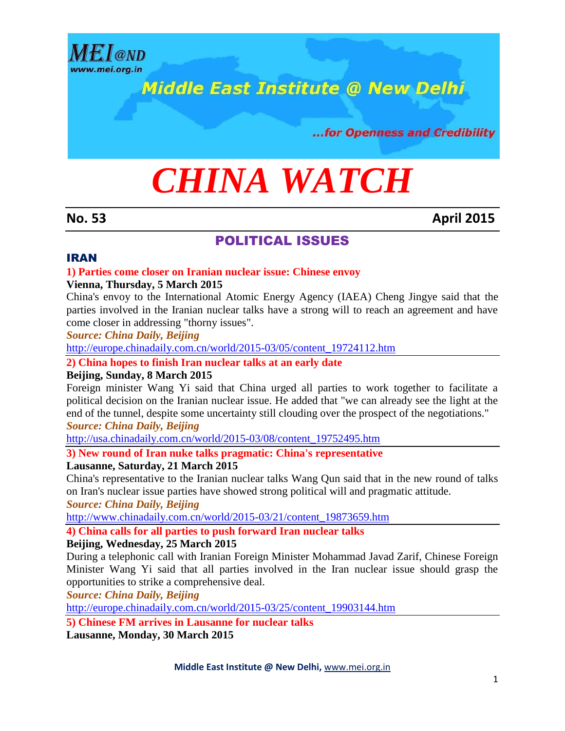MEI@ND
www.mei.org.in

Middle East Institute @ New Delhi

...for Openness and Credibility

# CHINA WATCH

**No. 53** **April 2015**

## POLITICAL ISSUES

### IRAN

**1) Parties come closer on Iranian nuclear issue: Chinese envoy**

**Vienna, Thursday, 5 March 2015**

China's envoy to the International Atomic Energy Agency (IAEA) Cheng Jingye said that the parties involved in the Iranian nuclear talks have a strong will to reach an agreement and have come closer in addressing "thorny issues".

***Source: China Daily, Beijing***

http://europe.chinadaily.com.cn/world/2015-03/05/content_19724112.htm

**2) China hopes to finish Iran nuclear talks at an early date**

**Beijing, Sunday, 8 March 2015**

Foreign minister Wang Yi said that China urged all parties to work together to facilitate a political decision on the Iranian nuclear issue. He added that "we can already see the light at the end of the tunnel, despite some uncertainty still clouding over the prospect of the negotiations."

***Source: China Daily, Beijing***

http://usa.chinadaily.com.cn/world/2015-03/08/content_19752495.htm

**3) New round of Iran nuke talks pragmatic: China's representative**

**Lausanne, Saturday, 21 March 2015**

China's representative to the Iranian nuclear talks Wang Qun said that in the new round of talks on Iran's nuclear issue parties have showed strong political will and pragmatic attitude.

***Source: China Daily, Beijing***

http://www.chinadaily.com.cn/world/2015-03/21/content_19873659.htm

**4) China calls for all parties to push forward Iran nuclear talks**

**Beijing, Wednesday, 25 March 2015**

During a telephonic call with Iranian Foreign Minister Mohammad Javad Zarif, Chinese Foreign Minister Wang Yi said that all parties involved in the Iran nuclear issue should grasp the opportunities to strike a comprehensive deal.

***Source: China Daily, Beijing***

http://europe.chinadaily.com.cn/world/2015-03/25/content_19903144.htm

**5) Chinese FM arrives in Lausanne for nuclear talks**

**Lausanne, Monday, 30 March 2015**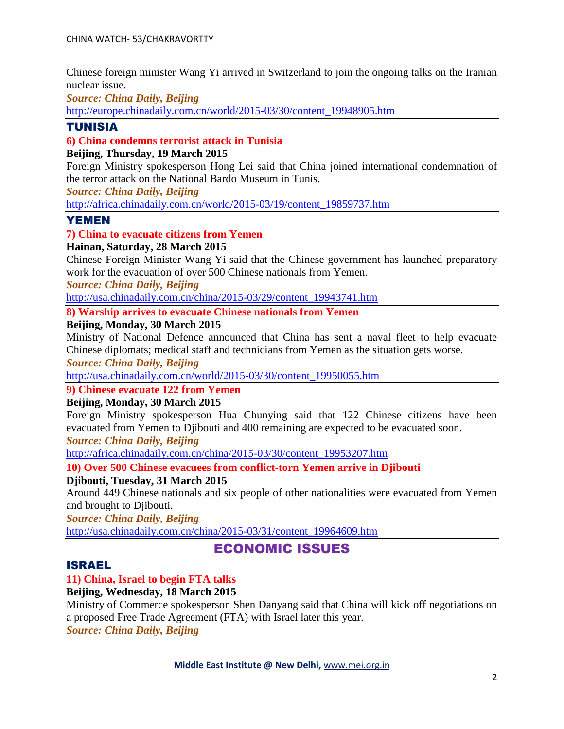Chinese foreign minister Wang Yi arrived in Switzerland to join the ongoing talks on the Iranian nuclear issue.

***Source: China Daily, Beijing***

http://europe.chinadaily.com.cn/world/2015-03/30/content_19948905.htm

## TUNISIA

### 6) China condemns terrorist attack in Tunisia

**Beijing, Thursday, 19 March 2015**

Foreign Ministry spokesperson Hong Lei said that China joined international condemnation of the terror attack on the National Bardo Museum in Tunis.

***Source: China Daily, Beijing***

http://africa.chinadaily.com.cn/world/2015-03/19/content_19859737.htm

## YEMEN

### 7) China to evacuate citizens from Yemen

**Hainan, Saturday, 28 March 2015**

Chinese Foreign Minister Wang Yi said that the Chinese government has launched preparatory work for the evacuation of over 500 Chinese nationals from Yemen.

***Source: China Daily, Beijing***

http://usa.chinadaily.com.cn/china/2015-03/29/content_19943741.htm

### 8) Warship arrives to evacuate Chinese nationals from Yemen

**Beijing, Monday, 30 March 2015**

Ministry of National Defence announced that China has sent a naval fleet to help evacuate Chinese diplomats; medical staff and technicians from Yemen as the situation gets worse.

***Source: China Daily, Beijing***

http://usa.chinadaily.com.cn/world/2015-03/30/content_19950055.htm

### 9) Chinese evacuate 122 from Yemen

**Beijing, Monday, 30 March 2015**

Foreign Ministry spokesperson Hua Chunying said that 122 Chinese citizens have been evacuated from Yemen to Djibouti and 400 remaining are expected to be evacuated soon.

***Source: China Daily, Beijing***

http://africa.chinadaily.com.cn/china/2015-03/30/content_19953207.htm

### 10) Over 500 Chinese evacuees from conflict-torn Yemen arrive in Djibouti

**Djibouti, Tuesday, 31 March 2015**

Around 449 Chinese nationals and six people of other nationalities were evacuated from Yemen and brought to Djibouti.

***Source: China Daily, Beijing***

http://usa.chinadaily.com.cn/china/2015-03/31/content_19964609.htm

# ECONOMIC ISSUES

## ISRAEL

### 11) China, Israel to begin FTA talks

**Beijing, Wednesday, 18 March 2015**

Ministry of Commerce spokesperson Shen Danyang said that China will kick off negotiations on a proposed Free Trade Agreement (FTA) with Israel later this year.

***Source: China Daily, Beijing***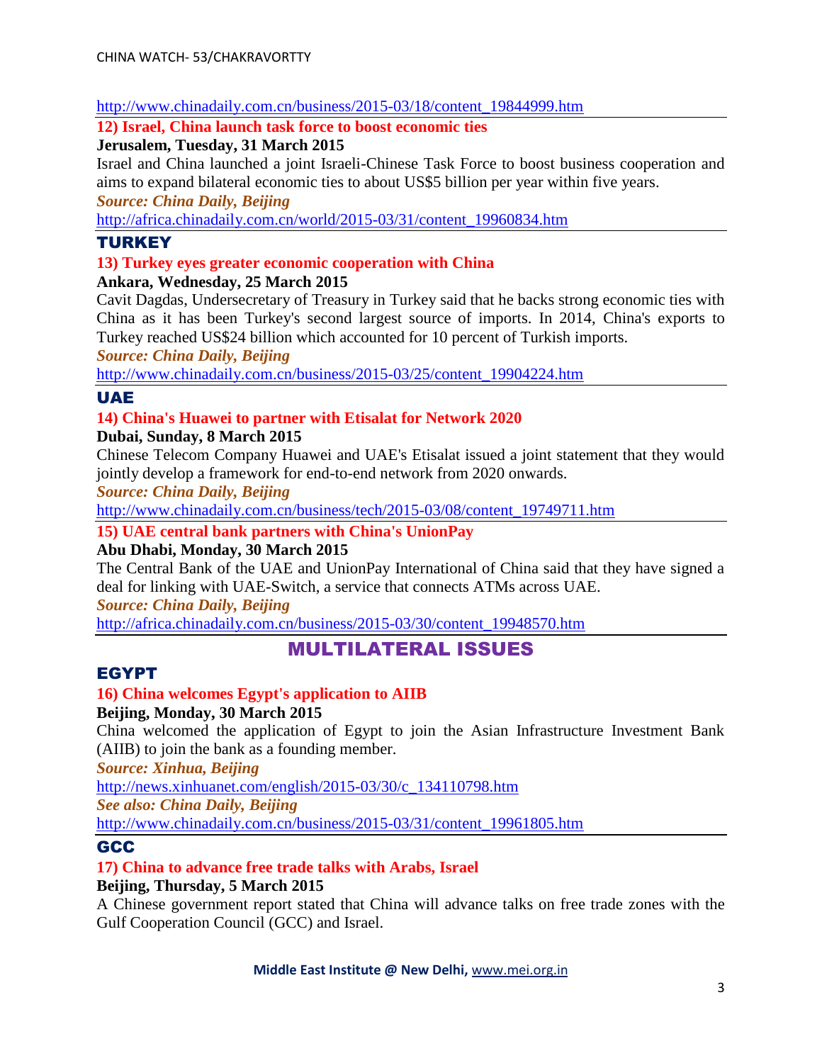http://www.chinadaily.com.cn/business/2015-03/18/content_19844999.htm

**12) Israel, China launch task force to boost economic ties**

**Jerusalem, Tuesday, 31 March 2015**

Israel and China launched a joint Israeli-Chinese Task Force to boost business cooperation and aims to expand bilateral economic ties to about US$5 billion per year within five years.

***Source: China Daily, Beijing***

http://africa.chinadaily.com.cn/world/2015-03/31/content_19960834.htm

## TURKEY

**13) Turkey eyes greater economic cooperation with China**

**Ankara, Wednesday, 25 March 2015**

Cavit Dagdas, Undersecretary of Treasury in Turkey said that he backs strong economic ties with China as it has been Turkey's second largest source of imports. In 2014, China's exports to Turkey reached US$24 billion which accounted for 10 percent of Turkish imports.

***Source: China Daily, Beijing***

http://www.chinadaily.com.cn/business/2015-03/25/content_19904224.htm

## UAE

**14) China's Huawei to partner with Etisalat for Network 2020**

**Dubai, Sunday, 8 March 2015**

Chinese Telecom Company Huawei and UAE's Etisalat issued a joint statement that they would jointly develop a framework for end-to-end network from 2020 onwards.

***Source: China Daily, Beijing***

http://www.chinadaily.com.cn/business/tech/2015-03/08/content_19749711.htm

**15) UAE central bank partners with China's UnionPay**

**Abu Dhabi, Monday, 30 March 2015**

The Central Bank of the UAE and UnionPay International of China said that they have signed a deal for linking with UAE-Switch, a service that connects ATMs across UAE.

***Source: China Daily, Beijing***

http://africa.chinadaily.com.cn/business/2015-03/30/content_19948570.htm

# MULTILATERAL ISSUES

## EGYPT

**16) China welcomes Egypt's application to AIIB**

**Beijing, Monday, 30 March 2015**

China welcomed the application of Egypt to join the Asian Infrastructure Investment Bank (AIIB) to join the bank as a founding member.

***Source: Xinhua, Beijing***

http://news.xinhuanet.com/english/2015-03/30/c_134110798.htm

***See also: China Daily, Beijing***

http://www.chinadaily.com.cn/business/2015-03/31/content_19961805.htm

## GCC

**17) China to advance free trade talks with Arabs, Israel**

**Beijing, Thursday, 5 March 2015**

A Chinese government report stated that China will advance talks on free trade zones with the Gulf Cooperation Council (GCC) and Israel.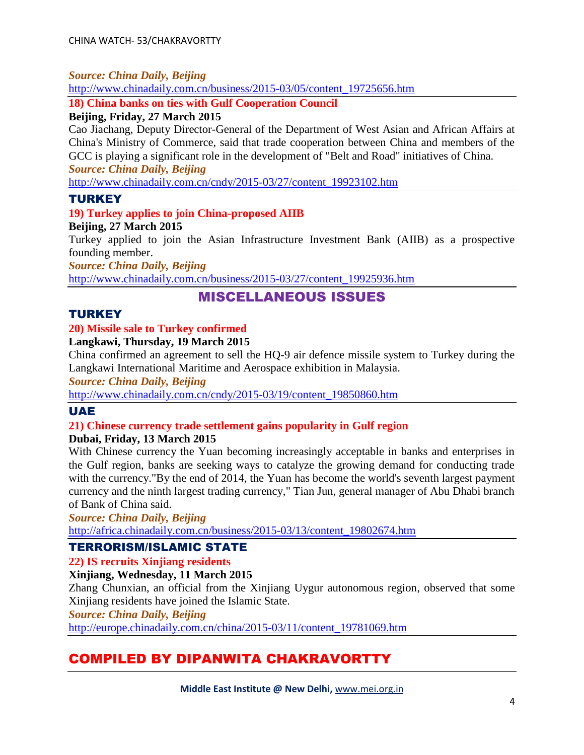***Source: China Daily, Beijing***

http://www.chinadaily.com.cn/business/2015-03/05/content_19725656.htm

**18) China banks on ties with Gulf Cooperation Council**

**Beijing, Friday, 27 March 2015**

Cao Jiachang, Deputy Director-General of the Department of West Asian and African Affairs at China's Ministry of Commerce, said that trade cooperation between China and members of the GCC is playing a significant role in the development of "Belt and Road" initiatives of China.

***Source: China Daily, Beijing***

http://www.chinadaily.com.cn/cndy/2015-03/27/content_19923102.htm

### TURKEY

**19) Turkey applies to join China-proposed AIIB**

**Beijing, 27 March 2015**

Turkey applied to join the Asian Infrastructure Investment Bank (AIIB) as a prospective founding member.

***Source: China Daily, Beijing***

http://www.chinadaily.com.cn/business/2015-03/27/content_19925936.htm

## MISCELLANEOUS ISSUES

### TURKEY

**20) Missile sale to Turkey confirmed**

**Langkawi, Thursday, 19 March 2015**

China confirmed an agreement to sell the HQ-9 air defence missile system to Turkey during the Langkawi International Maritime and Aerospace exhibition in Malaysia.

***Source: China Daily, Beijing***

http://www.chinadaily.com.cn/cndy/2015-03/19/content_19850860.htm

### UAE

**21) Chinese currency trade settlement gains popularity in Gulf region**

**Dubai, Friday, 13 March 2015**

With Chinese currency the Yuan becoming increasingly acceptable in banks and enterprises in the Gulf region, banks are seeking ways to catalyze the growing demand for conducting trade with the currency."By the end of 2014, the Yuan has become the world's seventh largest payment currency and the ninth largest trading currency," Tian Jun, general manager of Abu Dhabi branch of Bank of China said.

***Source: China Daily, Beijing***

http://africa.chinadaily.com.cn/business/2015-03/13/content_19802674.htm

### TERRORISM/ISLAMIC STATE

**22) IS recruits Xinjiang residents**

**Xinjiang, Wednesday, 11 March 2015**

Zhang Chunxian, an official from the Xinjiang Uygur autonomous region, observed that some Xinjiang residents have joined the Islamic State.

***Source: China Daily, Beijing***

http://europe.chinadaily.com.cn/china/2015-03/11/content_19781069.htm

## COMPILED BY DIPANWITA CHAKRAVORTTY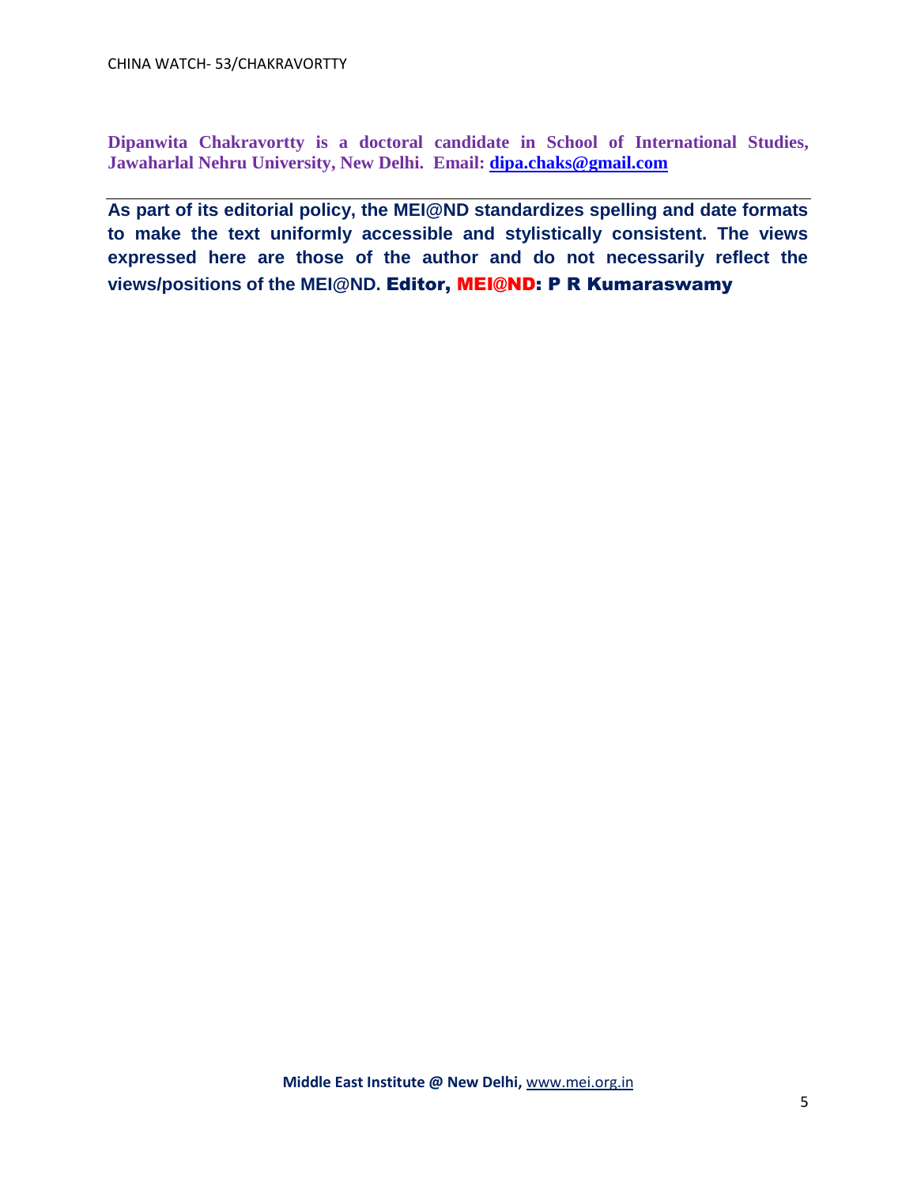**Dipanwita Chakravortty is a doctoral candidate in School of International Studies, Jawaharlal Nehru University, New Delhi. Email: dipa.chaks@gmail.com**

---

**As part of its editorial policy, the MEI@ND standardizes spelling and date formats to make the text uniformly accessible and stylistically consistent. The views expressed here are those of the author and do not necessarily reflect the views/positions of the MEI@ND. Editor, MEI@ND: P R Kumaraswamy**